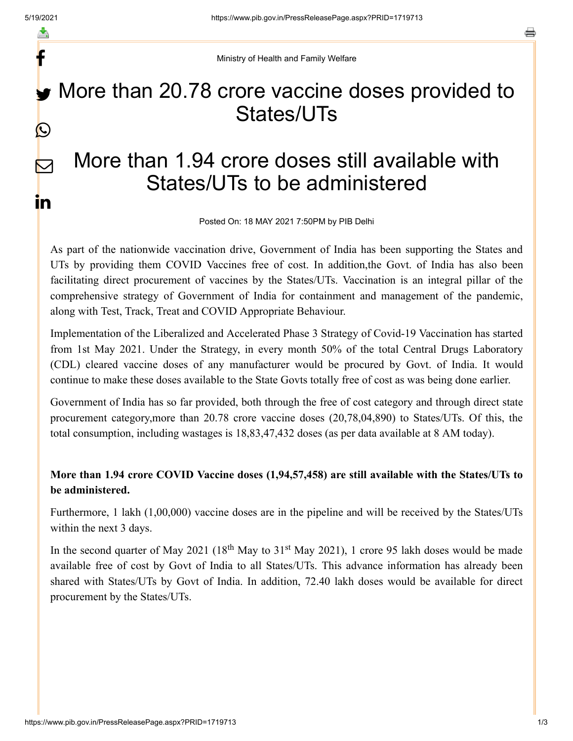Ministry of Health and Family Welfare

# More than 20.78 crore vaccine doses provided to States/UTs

# More than 1.94 crore doses still available with States/UTs to be administered

Posted On: 18 MAY 2021 7:50PM by PIB Delhi

As part of the nationwide vaccination drive, Government of India has been supporting the States and UTs by providing them COVID Vaccines free of cost. In addition,the Govt. of India has also been facilitating direct procurement of vaccines by the States/UTs. Vaccination is an integral pillar of the comprehensive strategy of Government of India for containment and management of the pandemic, along with Test, Track, Treat and COVID Appropriate Behaviour.

Implementation of the Liberalized and Accelerated Phase 3 Strategy of Covid-19 Vaccination has started from 1st May 2021. Under the Strategy, in every month 50% of the total Central Drugs Laboratory (CDL) cleared vaccine doses of any manufacturer would be procured by Govt. of India. It would continue to make these doses available to the State Govts totally free of cost as was being done earlier.

Government of India has so far provided, both through the free of cost category and through direct state procurement category,more than 20.78 crore vaccine doses (20,78,04,890) to States/UTs. Of this, the total consumption, including wastages is 18,83,47,432 doses (as per data available at 8 AM today).

**More than 1.94 crore COVID Vaccine doses (1,94,57,458) are still available with the States/UTs to be administered.**

Furthermore, 1 lakh (1,00,000) vaccine doses are in the pipeline and will be received by the States/UTs within the next 3 days.

In the second quarter of May 2021 (18th May to 31st May 2021), 1 crore 95 lakh doses would be made available free of cost by Govt of India to all States/UTs. This advance information has already been shared with States/UTs by Govt of India. In addition, 72.40 lakh doses would be available for direct procurement by the States/UTs.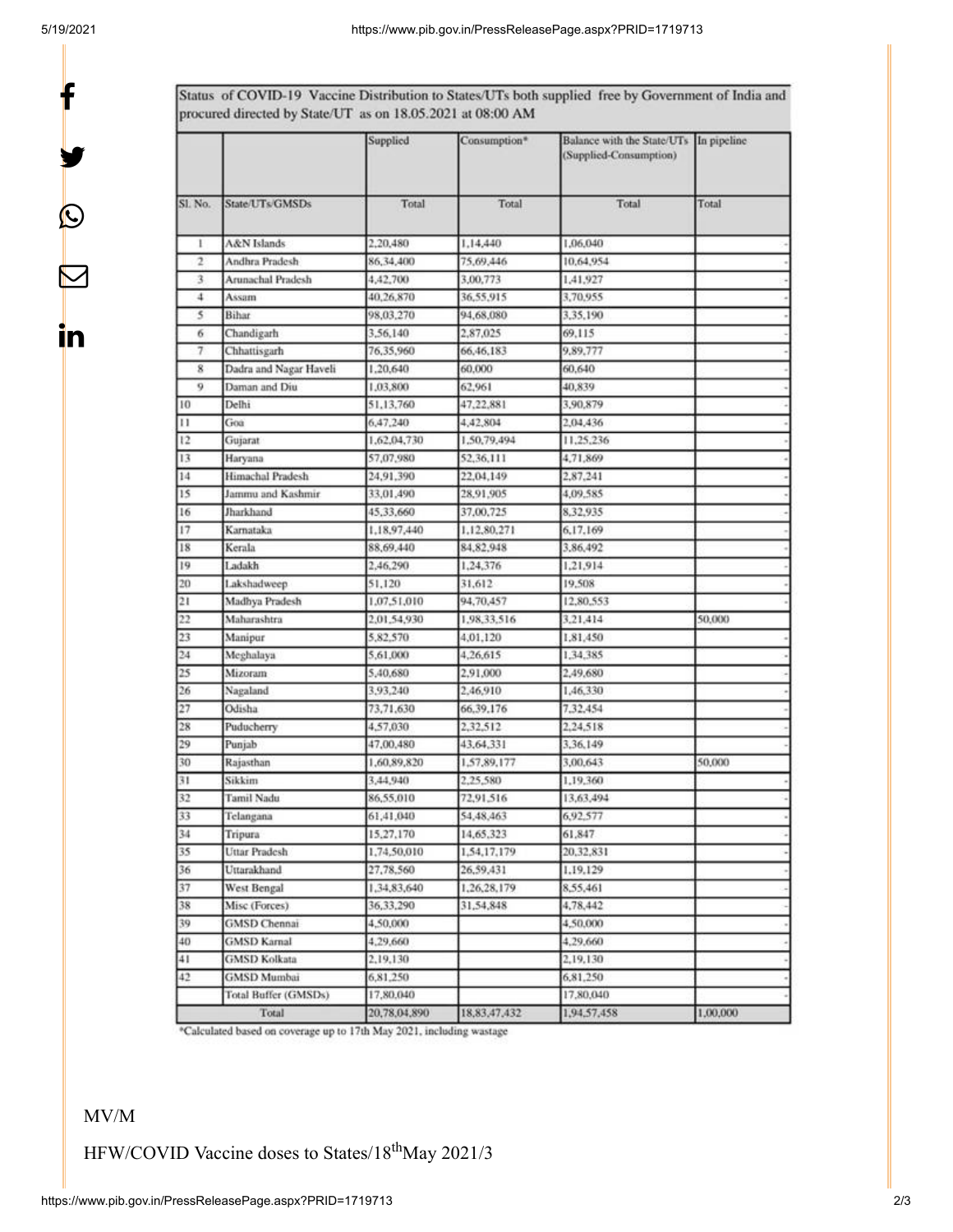Status of COVID-19 Vaccine Distribution to States/UTs both supplied free by Government of India and procured directed by State/UT as on 18.05.2021 at 08:00 AM

| | | Supplied | Consumption* | Balance with the State/UTs (Supplied-Consumption) | In pipeline |
|---|---|---|---|---|---|
| Sl. No. | State/UTs/GMSDs | Total | Total | Total | Total |
| 1 | A&N Islands | 2,20,480 | 1,14,440 | 1,06,040 | - |
| 2 | Andhra Pradesh | 86,34,400 | 75,69,446 | 10,64,954 | - |
| 3 | Arunachal Pradesh | 4,42,700 | 3,00,773 | 1,41,927 | - |
| 4 | Assam | 40,26,870 | 36,55,915 | 3,70,955 | - |
| 5 | Bihar | 98,03,270 | 94,68,080 | 3,35,190 | - |
| 6 | Chandigarh | 3,56,140 | 2,87,025 | 69,115 | - |
| 7 | Chhattisgarh | 76,35,960 | 66,46,183 | 9,89,777 | - |
| 8 | Dadra and Nagar Haveli | 1,20,640 | 60,000 | 60,640 | - |
| 9 | Daman and Diu | 1,03,800 | 62,961 | 40,839 | - |
| 10 | Delhi | 51,13,760 | 47,22,881 | 3,90,879 | - |
| 11 | Goa | 6,47,240 | 4,42,804 | 2,04,436 | - |
| 12 | Gujarat | 1,62,04,730 | 1,50,79,494 | 11,25,236 | - |
| 13 | Haryana | 57,07,980 | 52,36,111 | 4,71,869 | - |
| 14 | Himachal Pradesh | 24,91,390 | 22,04,149 | 2,87,241 | - |
| 15 | Jammu and Kashmir | 33,01,490 | 28,91,905 | 4,09,585 | - |
| 16 | Jharkhand | 45,33,660 | 37,00,725 | 8,32,935 | - |
| 17 | Karnataka | 1,18,97,440 | 1,12,80,271 | 6,17,169 | - |
| 18 | Kerala | 88,69,440 | 84,82,948 | 3,86,492 | - |
| 19 | Ladakh | 2,46,290 | 1,24,376 | 1,21,914 | - |
| 20 | Lakshadweep | 51,120 | 31,612 | 19,508 | - |
| 21 | Madhya Pradesh | 1,07,51,010 | 94,70,457 | 12,80,553 | - |
| 22 | Maharashtra | 2,01,54,930 | 1,98,33,516 | 3,21,414 | 50,000 |
| 23 | Manipur | 5,82,570 | 4,01,120 | 1,81,450 | - |
| 24 | Meghalaya | 5,61,000 | 4,26,615 | 1,34,385 | - |
| 25 | Mizoram | 5,40,680 | 2,91,000 | 2,49,680 | - |
| 26 | Nagaland | 3,93,240 | 2,46,910 | 1,46,330 | - |
| 27 | Odisha | 73,71,630 | 66,39,176 | 7,32,454 | - |
| 28 | Puducherry | 4,57,030 | 2,32,512 | 2,24,518 | - |
| 29 | Punjab | 47,00,480 | 43,64,331 | 3,36,149 | - |
| 30 | Rajasthan | 1,60,89,820 | 1,57,89,177 | 3,00,643 | 50,000 |
| 31 | Sikkim | 3,44,940 | 2,25,580 | 1,19,360 | - |
| 32 | Tamil Nadu | 86,55,010 | 72,91,516 | 13,63,494 | - |
| 33 | Telangana | 61,41,040 | 54,48,463 | 6,92,577 | - |
| 34 | Tripura | 15,27,170 | 14,65,323 | 61,847 | - |
| 35 | Uttar Pradesh | 1,74,50,010 | 1,54,17,179 | 20,32,831 | - |
| 36 | Uttarakhand | 27,78,560 | 26,59,431 | 1,19,129 | - |
| 37 | West Bengal | 1,34,83,640 | 1,26,28,179 | 8,55,461 | - |
| 38 | Misc (Forces) | 36,33,290 | 31,54,848 | 4,78,442 | - |
| 39 | GMSD Chennai | 4,50,000 | | 4,50,000 | - |
| 40 | GMSD Karnal | 4,29,660 | | 4,29,660 | - |
| 41 | GMSD Kolkata | 2,19,130 | | 2,19,130 | - |
| 42 | GMSD Mumbai | 6,81,250 | | 6,81,250 | - |
| | Total Buffer (GMSDs) | 17,80,040 | | 17,80,040 | - |
| Total | | 20,78,04,890 | 18,83,47,432 | 1,94,57,458 | 1,00,000 |

*Calculated based on coverage up to 17th May 2021, including wastage

MV/M

HFW/COVID Vaccine doses to States/18thMay 2021/3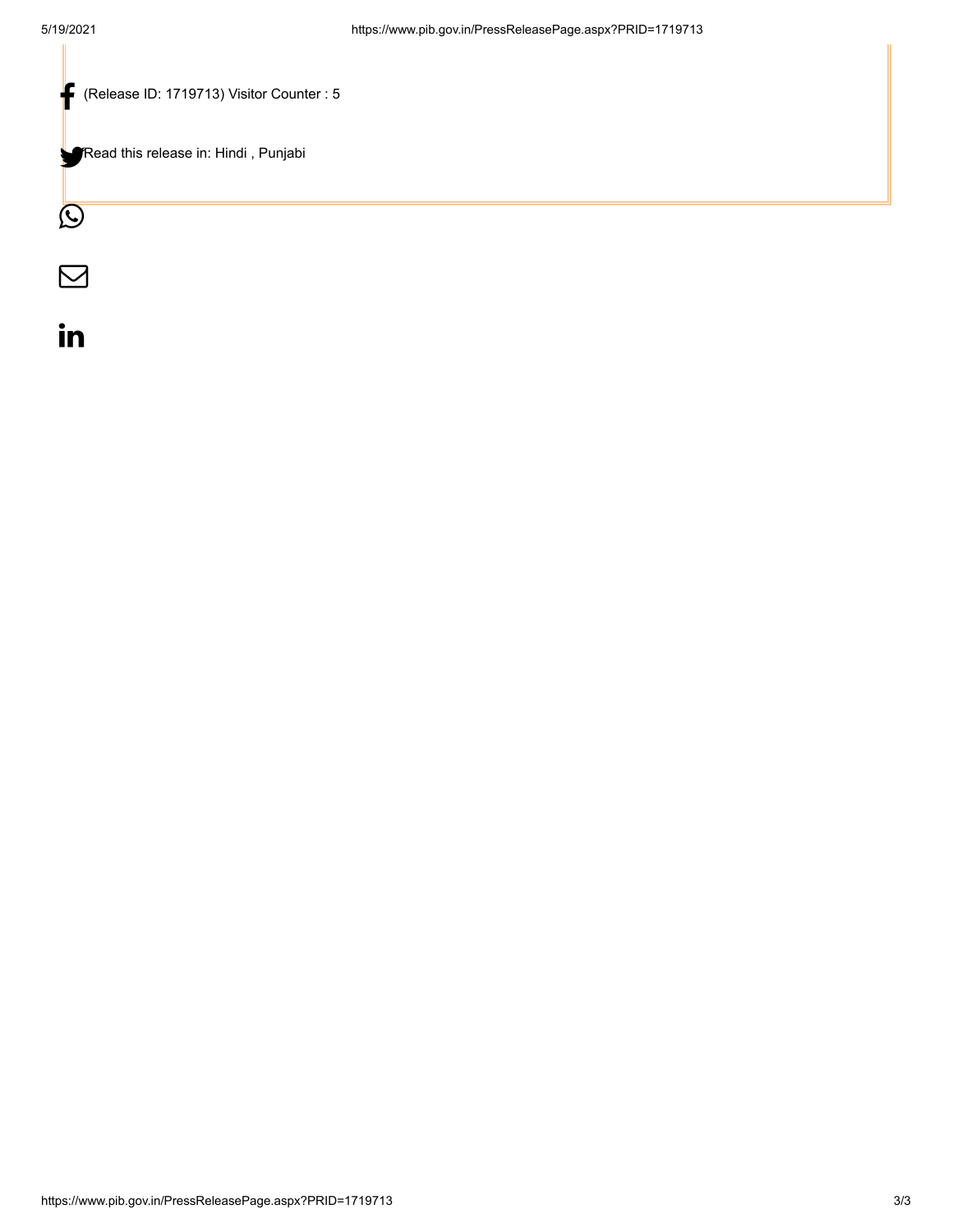(Release ID: 1719713) Visitor Counter : 5

Read this release in: Hindi , Punjabi